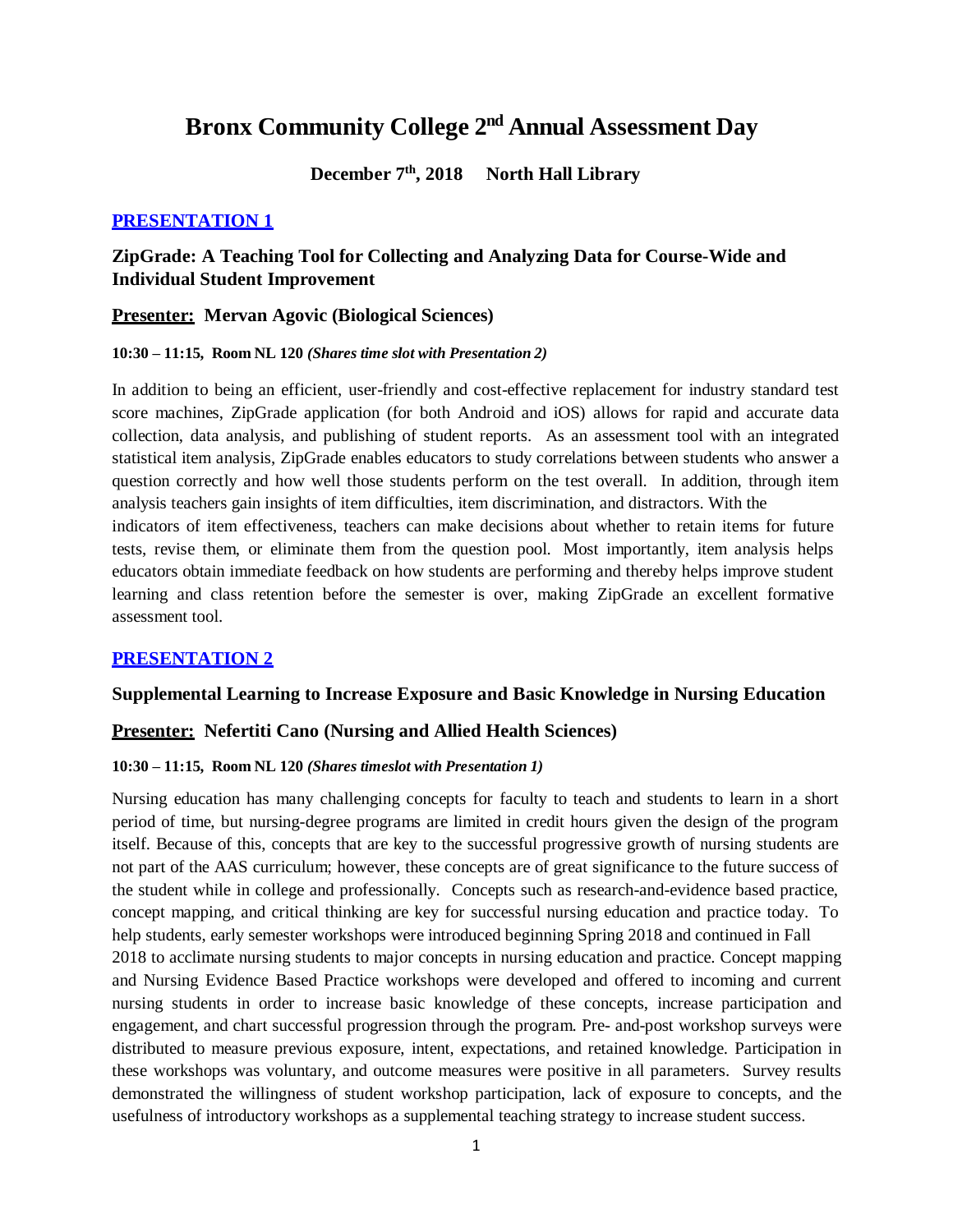# Bronx Community College 2nd Annual Assessment Day

**December 7th, 2018     North Hall Library**

## PRESENTATION 1

### ZipGrade: A Teaching Tool for Collecting and Analyzing Data for Course-Wide and Individual Student Improvement

**Presenter: Mervan Agovic (Biological Sciences)**

**10:30 – 11:15, Room NL 120** ***(Shares time slot with Presentation 2)***

In addition to being an efficient, user-friendly and cost-effective replacement for industry standard test score machines, ZipGrade application (for both Android and iOS) allows for rapid and accurate data collection, data analysis, and publishing of student reports. As an assessment tool with an integrated statistical item analysis, ZipGrade enables educators to study correlations between students who answer a question correctly and how well those students perform on the test overall. In addition, through item analysis teachers gain insights of item difficulties, item discrimination, and distractors. With the indicators of item effectiveness, teachers can make decisions about whether to retain items for future tests, revise them, or eliminate them from the question pool. Most importantly, item analysis helps educators obtain immediate feedback on how students are performing and thereby helps improve student learning and class retention before the semester is over, making ZipGrade an excellent formative assessment tool.

## PRESENTATION 2

### Supplemental Learning to Increase Exposure and Basic Knowledge in Nursing Education

**Presenter: Nefertiti Cano (Nursing and Allied Health Sciences)**

**10:30 – 11:15, Room NL 120** ***(Shares timeslot with Presentation 1)***

Nursing education has many challenging concepts for faculty to teach and students to learn in a short period of time, but nursing-degree programs are limited in credit hours given the design of the program itself. Because of this, concepts that are key to the successful progressive growth of nursing students are not part of the AAS curriculum; however, these concepts are of great significance to the future success of the student while in college and professionally. Concepts such as research-and-evidence based practice, concept mapping, and critical thinking are key for successful nursing education and practice today. To help students, early semester workshops were introduced beginning Spring 2018 and continued in Fall 2018 to acclimate nursing students to major concepts in nursing education and practice. Concept mapping and Nursing Evidence Based Practice workshops were developed and offered to incoming and current nursing students in order to increase basic knowledge of these concepts, increase participation and engagement, and chart successful progression through the program. Pre- and-post workshop surveys were distributed to measure previous exposure, intent, expectations, and retained knowledge. Participation in these workshops was voluntary, and outcome measures were positive in all parameters. Survey results demonstrated the willingness of student workshop participation, lack of exposure to concepts, and the usefulness of introductory workshops as a supplemental teaching strategy to increase student success.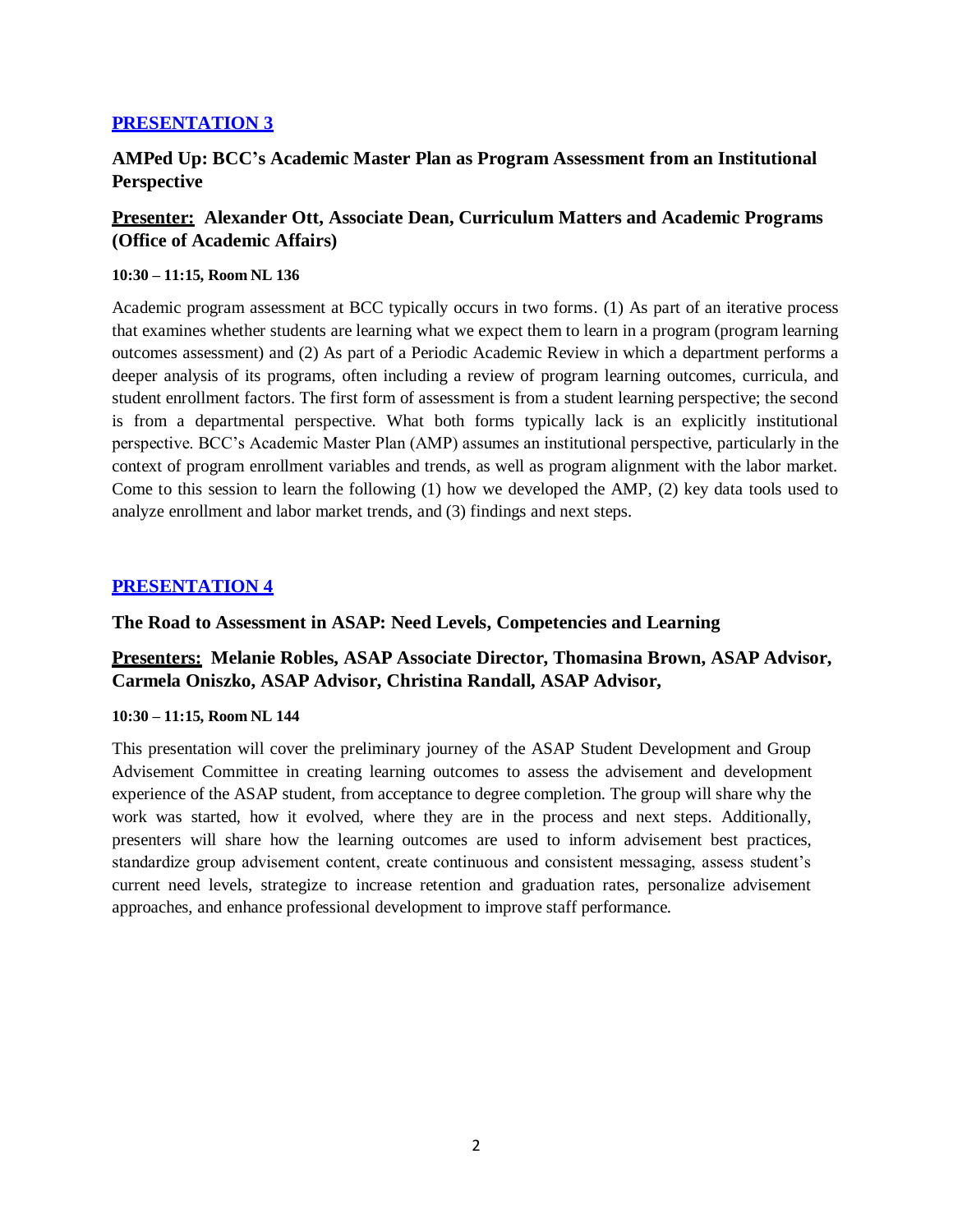## PRESENTATION 3

### AMPed Up: BCC's Academic Master Plan as Program Assessment from an Institutional Perspective

**Presenter: Alexander Ott, Associate Dean, Curriculum Matters and Academic Programs (Office of Academic Affairs)**

**10:30 – 11:15, Room NL 136**

Academic program assessment at BCC typically occurs in two forms. (1) As part of an iterative process that examines whether students are learning what we expect them to learn in a program (program learning outcomes assessment) and (2) As part of a Periodic Academic Review in which a department performs a deeper analysis of its programs, often including a review of program learning outcomes, curricula, and student enrollment factors. The first form of assessment is from a student learning perspective; the second is from a departmental perspective. What both forms typically lack is an explicitly institutional perspective. BCC's Academic Master Plan (AMP) assumes an institutional perspective, particularly in the context of program enrollment variables and trends, as well as program alignment with the labor market. Come to this session to learn the following (1) how we developed the AMP, (2) key data tools used to analyze enrollment and labor market trends, and (3) findings and next steps.

## PRESENTATION 4

### The Road to Assessment in ASAP: Need Levels, Competencies and Learning

**Presenters: Melanie Robles, ASAP Associate Director, Thomasina Brown, ASAP Advisor, Carmela Oniszko, ASAP Advisor, Christina Randall, ASAP Advisor,**

**10:30 – 11:15, Room NL 144**

This presentation will cover the preliminary journey of the ASAP Student Development and Group Advisement Committee in creating learning outcomes to assess the advisement and development experience of the ASAP student, from acceptance to degree completion. The group will share why the work was started, how it evolved, where they are in the process and next steps. Additionally, presenters will share how the learning outcomes are used to inform advisement best practices, standardize group advisement content, create continuous and consistent messaging, assess student's current need levels, strategize to increase retention and graduation rates, personalize advisement approaches, and enhance professional development to improve staff performance.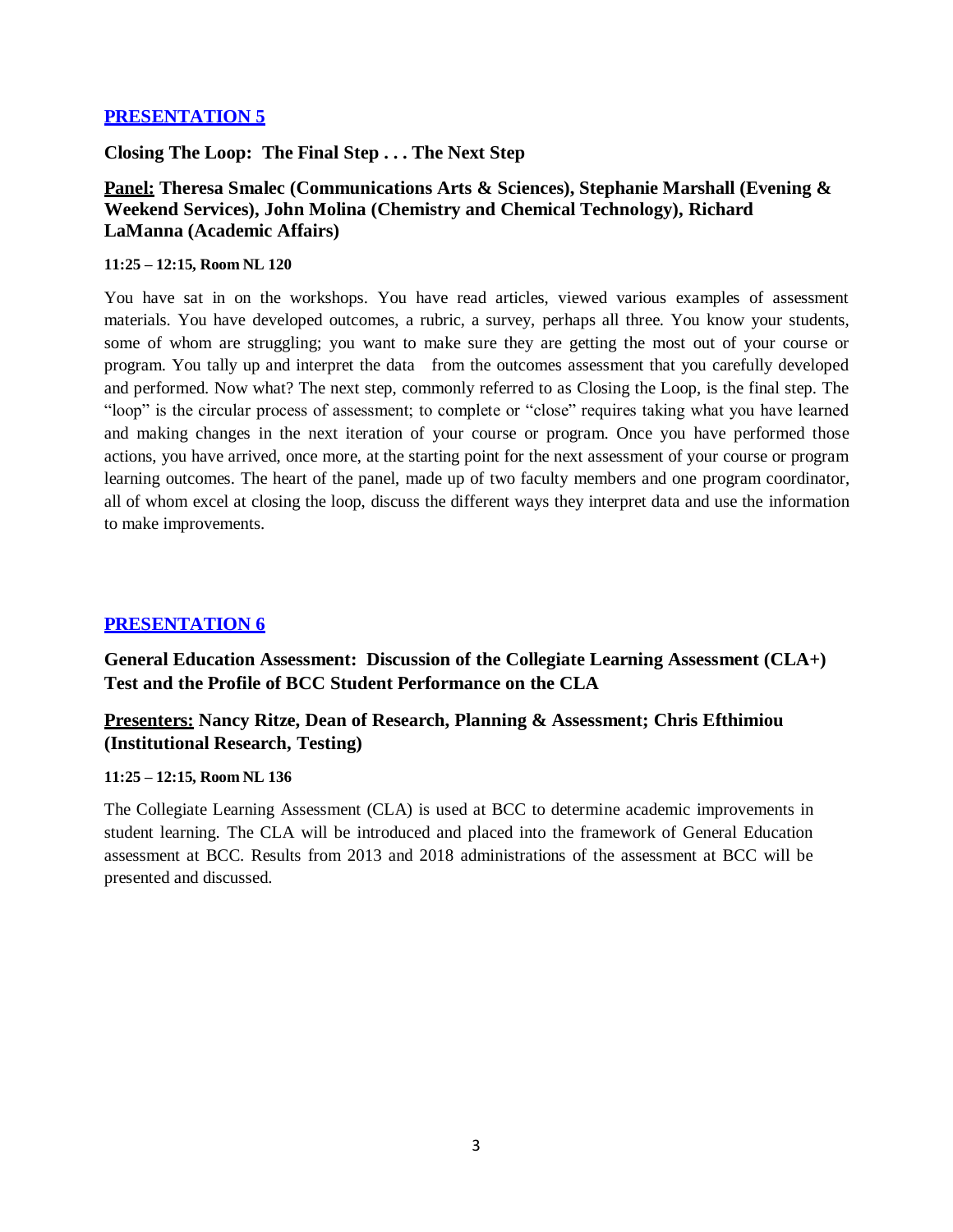## PRESENTATION 5

**Closing The Loop: The Final Step . . . The Next Step**

**Panel:** **Theresa Smalec (Communications Arts & Sciences), Stephanie Marshall (Evening & Weekend Services), John Molina (Chemistry and Chemical Technology), Richard LaManna (Academic Affairs)**

**11:25 – 12:15, Room NL 120**

You have sat in on the workshops. You have read articles, viewed various examples of assessment materials. You have developed outcomes, a rubric, a survey, perhaps all three. You know your students, some of whom are struggling; you want to make sure they are getting the most out of your course or program. You tally up and interpret the data from the outcomes assessment that you carefully developed and performed. Now what? The next step, commonly referred to as Closing the Loop, is the final step. The "loop" is the circular process of assessment; to complete or "close" requires taking what you have learned and making changes in the next iteration of your course or program. Once you have performed those actions, you have arrived, once more, at the starting point for the next assessment of your course or program learning outcomes. The heart of the panel, made up of two faculty members and one program coordinator, all of whom excel at closing the loop, discuss the different ways they interpret data and use the information to make improvements.

## PRESENTATION 6

**General Education Assessment: Discussion of the Collegiate Learning Assessment (CLA+) Test and the Profile of BCC Student Performance on the CLA**

**Presenters:** **Nancy Ritze, Dean of Research, Planning & Assessment; Chris Efthimiou (Institutional Research, Testing)**

**11:25 – 12:15, Room NL 136**

The Collegiate Learning Assessment (CLA) is used at BCC to determine academic improvements in student learning. The CLA will be introduced and placed into the framework of General Education assessment at BCC. Results from 2013 and 2018 administrations of the assessment at BCC will be presented and discussed.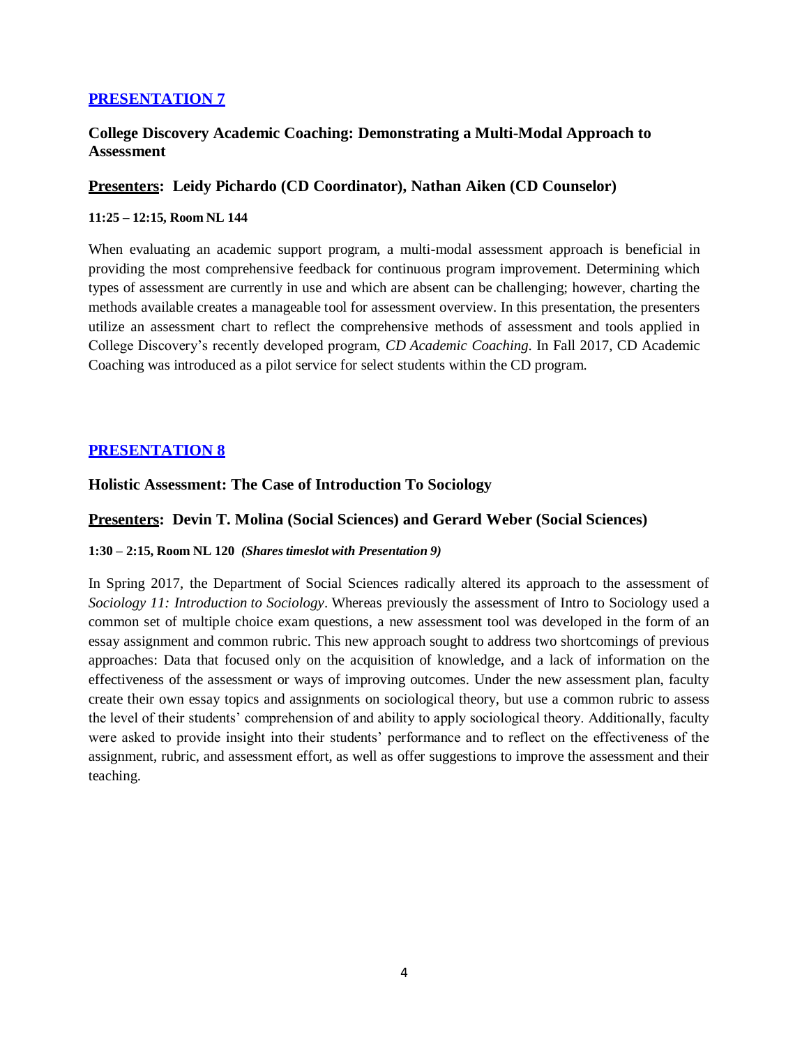## PRESENTATION 7

### College Discovery Academic Coaching: Demonstrating a Multi-Modal Approach to Assessment

**Presenters: Leidy Pichardo (CD Coordinator), Nathan Aiken (CD Counselor)**

**11:25 – 12:15, Room NL 144**

When evaluating an academic support program, a multi-modal assessment approach is beneficial in providing the most comprehensive feedback for continuous program improvement. Determining which types of assessment are currently in use and which are absent can be challenging; however, charting the methods available creates a manageable tool for assessment overview. In this presentation, the presenters utilize an assessment chart to reflect the comprehensive methods of assessment and tools applied in College Discovery's recently developed program, *CD Academic Coaching*. In Fall 2017, CD Academic Coaching was introduced as a pilot service for select students within the CD program.

## PRESENTATION 8

### Holistic Assessment: The Case of Introduction To Sociology

**Presenters: Devin T. Molina (Social Sciences) and Gerard Weber (Social Sciences)**

**1:30 – 2:15, Room NL 120** ***(Shares timeslot with Presentation 9)***

In Spring 2017, the Department of Social Sciences radically altered its approach to the assessment of *Sociology 11: Introduction to Sociology*. Whereas previously the assessment of Intro to Sociology used a common set of multiple choice exam questions, a new assessment tool was developed in the form of an essay assignment and common rubric. This new approach sought to address two shortcomings of previous approaches: Data that focused only on the acquisition of knowledge, and a lack of information on the effectiveness of the assessment or ways of improving outcomes. Under the new assessment plan, faculty create their own essay topics and assignments on sociological theory, but use a common rubric to assess the level of their students' comprehension of and ability to apply sociological theory. Additionally, faculty were asked to provide insight into their students' performance and to reflect on the effectiveness of the assignment, rubric, and assessment effort, as well as offer suggestions to improve the assessment and their teaching.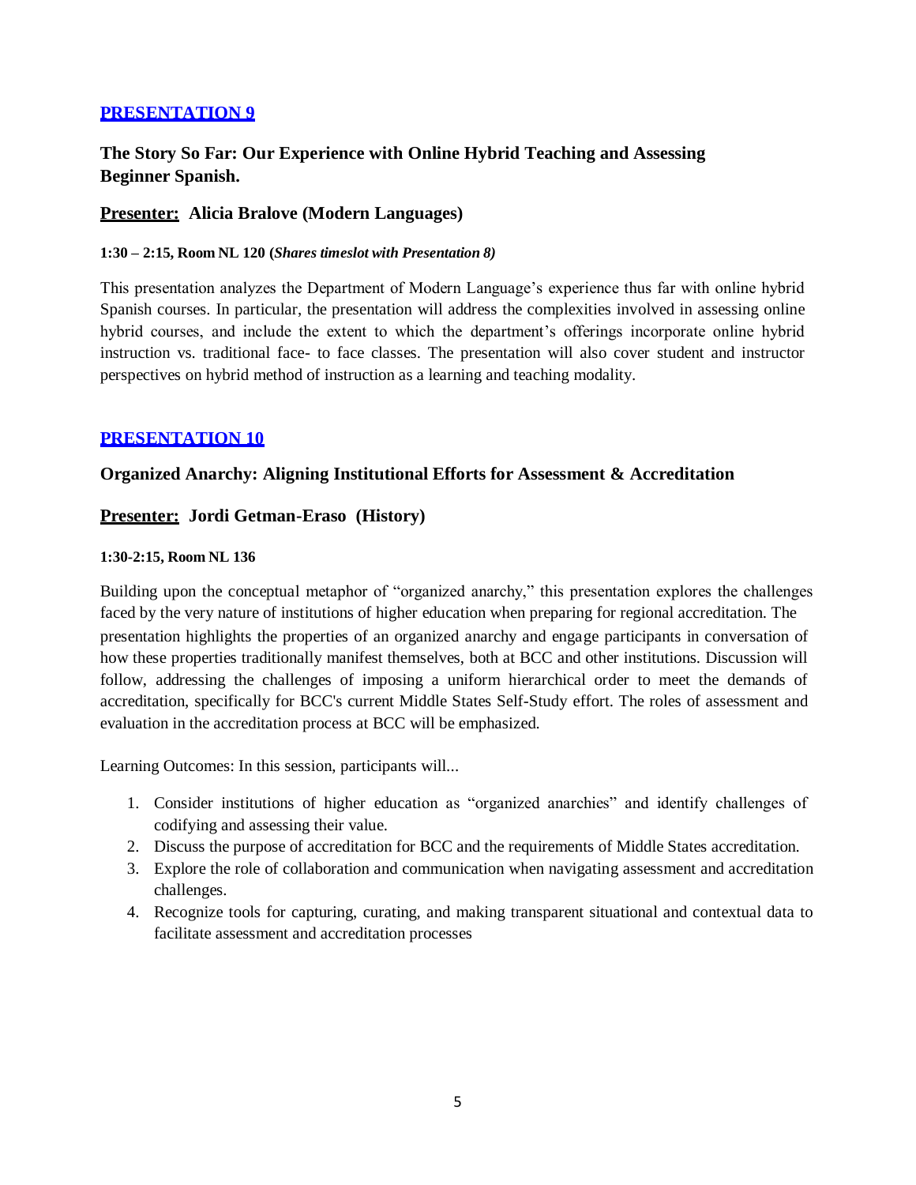## PRESENTATION 9

### The Story So Far: Our Experience with Online Hybrid Teaching and Assessing Beginner Spanish.

### Presenter: Alicia Bralove (Modern Languages)

**1:30 – 2:15, Room NL 120 (*Shares timeslot with Presentation 8)***

This presentation analyzes the Department of Modern Language's experience thus far with online hybrid Spanish courses. In particular, the presentation will address the complexities involved in assessing online hybrid courses, and include the extent to which the department's offerings incorporate online hybrid instruction vs. traditional face- to face classes. The presentation will also cover student and instructor perspectives on hybrid method of instruction as a learning and teaching modality.

## PRESENTATION 10

### Organized Anarchy: Aligning Institutional Efforts for Assessment & Accreditation

### Presenter: Jordi Getman-Eraso (History)

**1:30-2:15, Room NL 136**

Building upon the conceptual metaphor of "organized anarchy," this presentation explores the challenges faced by the very nature of institutions of higher education when preparing for regional accreditation. The presentation highlights the properties of an organized anarchy and engage participants in conversation of how these properties traditionally manifest themselves, both at BCC and other institutions. Discussion will follow, addressing the challenges of imposing a uniform hierarchical order to meet the demands of accreditation, specifically for BCC's current Middle States Self-Study effort. The roles of assessment and evaluation in the accreditation process at BCC will be emphasized.

Learning Outcomes: In this session, participants will...

1. Consider institutions of higher education as "organized anarchies" and identify challenges of codifying and assessing their value.
2. Discuss the purpose of accreditation for BCC and the requirements of Middle States accreditation.
3. Explore the role of collaboration and communication when navigating assessment and accreditation challenges.
4. Recognize tools for capturing, curating, and making transparent situational and contextual data to facilitate assessment and accreditation processes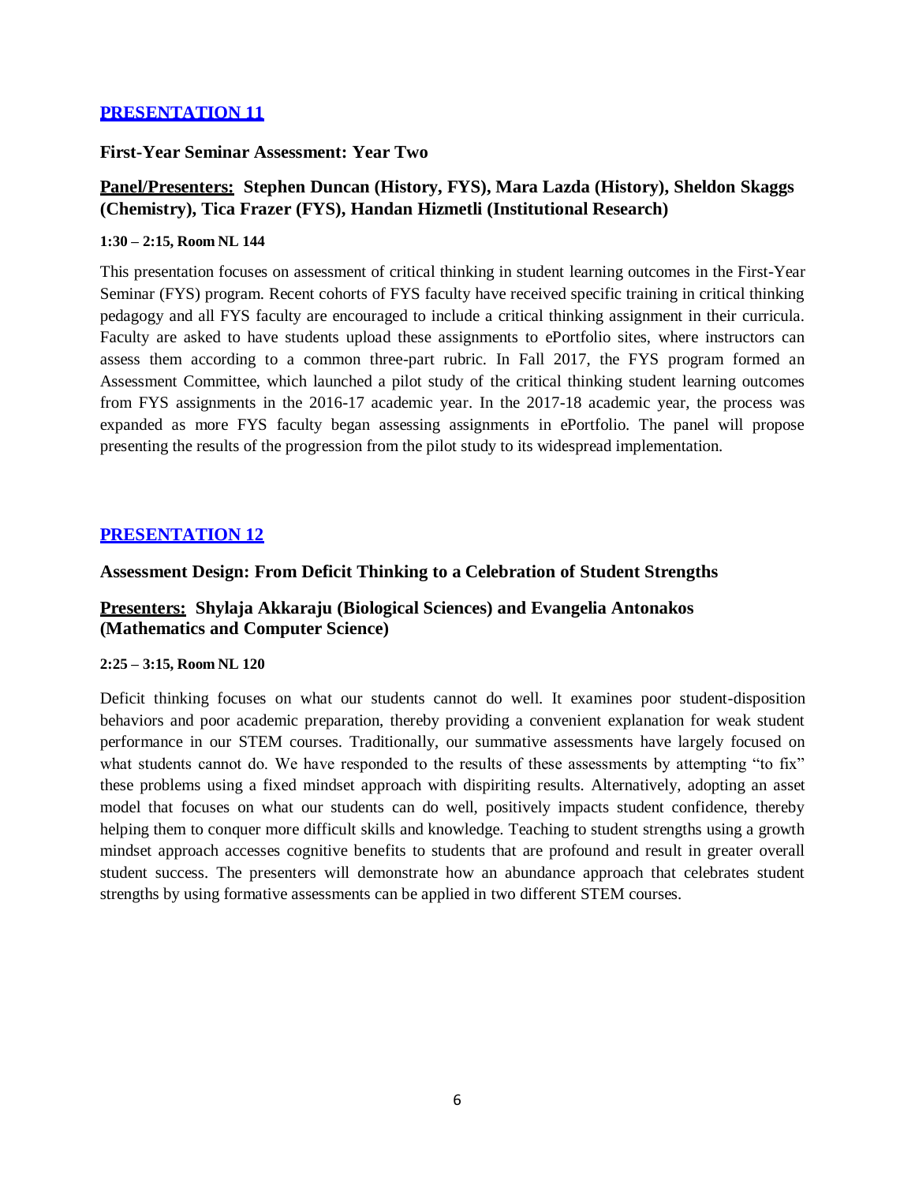## PRESENTATION 11

### First-Year Seminar Assessment: Year Two

**Panel/Presenters: Stephen Duncan (History, FYS), Mara Lazda (History), Sheldon Skaggs (Chemistry), Tica Frazer (FYS), Handan Hizmetli (Institutional Research)**

**1:30 – 2:15, Room NL 144**

This presentation focuses on assessment of critical thinking in student learning outcomes in the First-Year Seminar (FYS) program. Recent cohorts of FYS faculty have received specific training in critical thinking pedagogy and all FYS faculty are encouraged to include a critical thinking assignment in their curricula. Faculty are asked to have students upload these assignments to ePortfolio sites, where instructors can assess them according to a common three-part rubric. In Fall 2017, the FYS program formed an Assessment Committee, which launched a pilot study of the critical thinking student learning outcomes from FYS assignments in the 2016-17 academic year. In the 2017-18 academic year, the process was expanded as more FYS faculty began assessing assignments in ePortfolio. The panel will propose presenting the results of the progression from the pilot study to its widespread implementation.

## PRESENTATION 12

### Assessment Design: From Deficit Thinking to a Celebration of Student Strengths

**Presenters: Shylaja Akkaraju (Biological Sciences) and Evangelia Antonakos (Mathematics and Computer Science)**

**2:25 – 3:15, Room NL 120**

Deficit thinking focuses on what our students cannot do well. It examines poor student-disposition behaviors and poor academic preparation, thereby providing a convenient explanation for weak student performance in our STEM courses. Traditionally, our summative assessments have largely focused on what students cannot do. We have responded to the results of these assessments by attempting "to fix" these problems using a fixed mindset approach with dispiriting results. Alternatively, adopting an asset model that focuses on what our students can do well, positively impacts student confidence, thereby helping them to conquer more difficult skills and knowledge. Teaching to student strengths using a growth mindset approach accesses cognitive benefits to students that are profound and result in greater overall student success. The presenters will demonstrate how an abundance approach that celebrates student strengths by using formative assessments can be applied in two different STEM courses.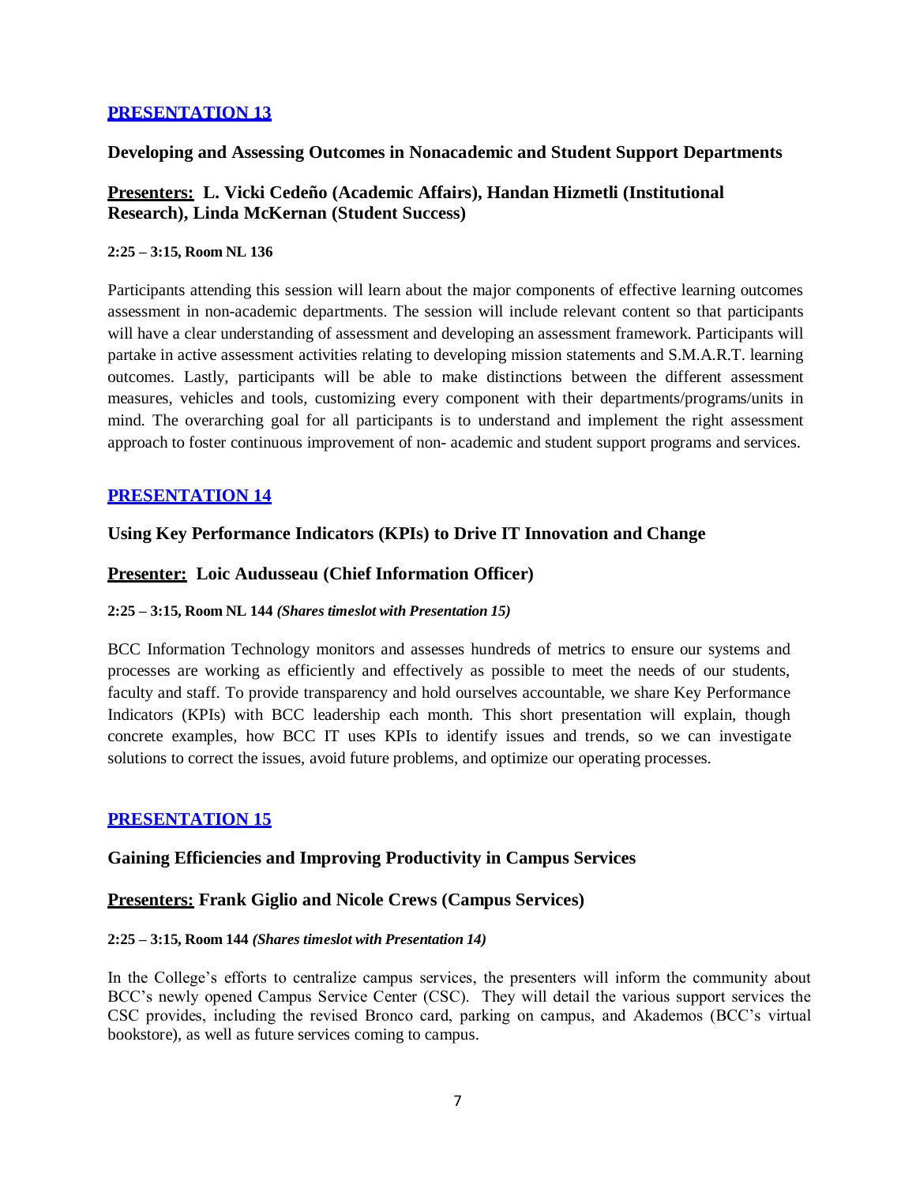## PRESENTATION 13

### Developing and Assessing Outcomes in Nonacademic and Student Support Departments

**Presenters: L. Vicki Cedeño (Academic Affairs), Handan Hizmetli (Institutional Research), Linda McKernan (Student Success)**

**2:25 – 3:15, Room NL 136**

Participants attending this session will learn about the major components of effective learning outcomes assessment in non-academic departments. The session will include relevant content so that participants will have a clear understanding of assessment and developing an assessment framework. Participants will partake in active assessment activities relating to developing mission statements and S.M.A.R.T. learning outcomes. Lastly, participants will be able to make distinctions between the different assessment measures, vehicles and tools, customizing every component with their departments/programs/units in mind. The overarching goal for all participants is to understand and implement the right assessment approach to foster continuous improvement of non- academic and student support programs and services.

## PRESENTATION 14

### Using Key Performance Indicators (KPIs) to Drive IT Innovation and Change

**Presenter: Loic Audusseau (Chief Information Officer)**

**2:25 – 3:15, Room NL 144** ***(Shares timeslot with Presentation 15)***

BCC Information Technology monitors and assesses hundreds of metrics to ensure our systems and processes are working as efficiently and effectively as possible to meet the needs of our students, faculty and staff. To provide transparency and hold ourselves accountable, we share Key Performance Indicators (KPIs) with BCC leadership each month. This short presentation will explain, though concrete examples, how BCC IT uses KPIs to identify issues and trends, so we can investigate solutions to correct the issues, avoid future problems, and optimize our operating processes.

## PRESENTATION 15

### Gaining Efficiencies and Improving Productivity in Campus Services

**Presenters: Frank Giglio and Nicole Crews (Campus Services)**

**2:25 – 3:15, Room 144** ***(Shares timeslot with Presentation 14)***

In the College's efforts to centralize campus services, the presenters will inform the community about BCC's newly opened Campus Service Center (CSC). They will detail the various support services the CSC provides, including the revised Bronco card, parking on campus, and Akademos (BCC's virtual bookstore), as well as future services coming to campus.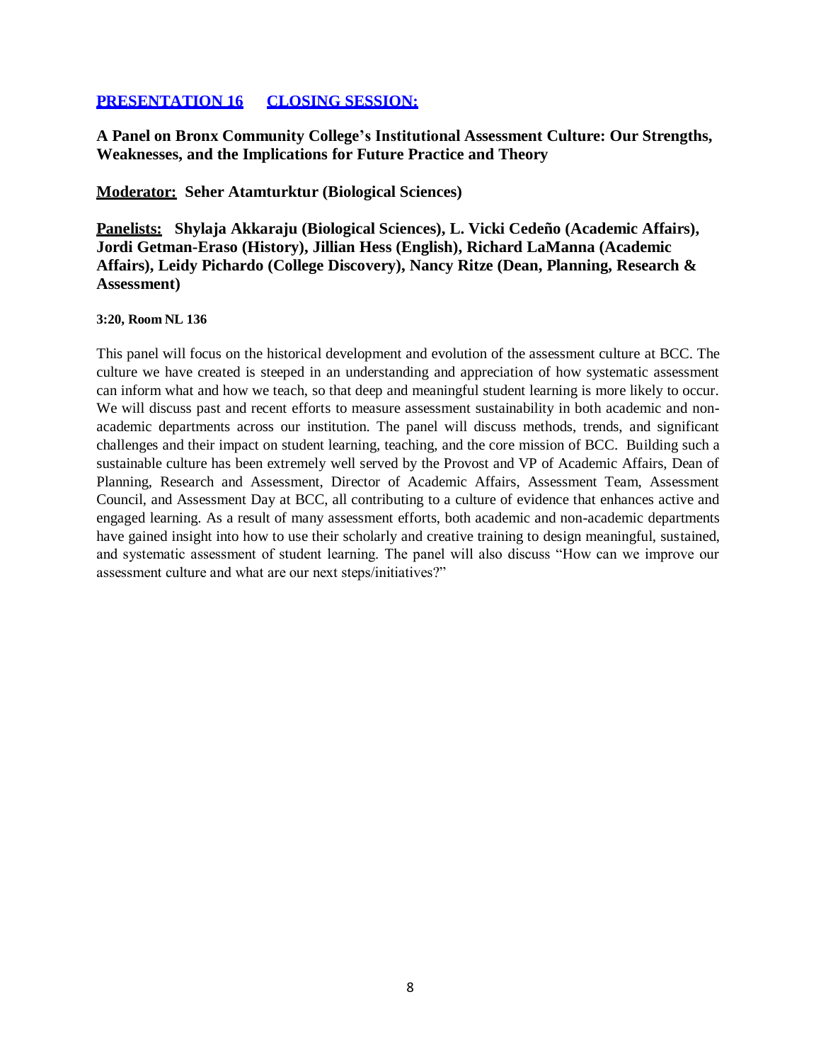## PRESENTATION 16 CLOSING SESSION:

**A Panel on Bronx Community College's Institutional Assessment Culture: Our Strengths, Weaknesses, and the Implications for Future Practice and Theory**

**Moderator: Seher Atamturktur (Biological Sciences)**

**Panelists: Shylaja Akkaraju (Biological Sciences), L. Vicki Cedeño (Academic Affairs), Jordi Getman-Eraso (History), Jillian Hess (English), Richard LaManna (Academic Affairs), Leidy Pichardo (College Discovery), Nancy Ritze (Dean, Planning, Research & Assessment)**

**3:20, Room NL 136**

This panel will focus on the historical development and evolution of the assessment culture at BCC. The culture we have created is steeped in an understanding and appreciation of how systematic assessment can inform what and how we teach, so that deep and meaningful student learning is more likely to occur. We will discuss past and recent efforts to measure assessment sustainability in both academic and non-academic departments across our institution. The panel will discuss methods, trends, and significant challenges and their impact on student learning, teaching, and the core mission of BCC. Building such a sustainable culture has been extremely well served by the Provost and VP of Academic Affairs, Dean of Planning, Research and Assessment, Director of Academic Affairs, Assessment Team, Assessment Council, and Assessment Day at BCC, all contributing to a culture of evidence that enhances active and engaged learning. As a result of many assessment efforts, both academic and non-academic departments have gained insight into how to use their scholarly and creative training to design meaningful, sustained, and systematic assessment of student learning. The panel will also discuss "How can we improve our assessment culture and what are our next steps/initiatives?"